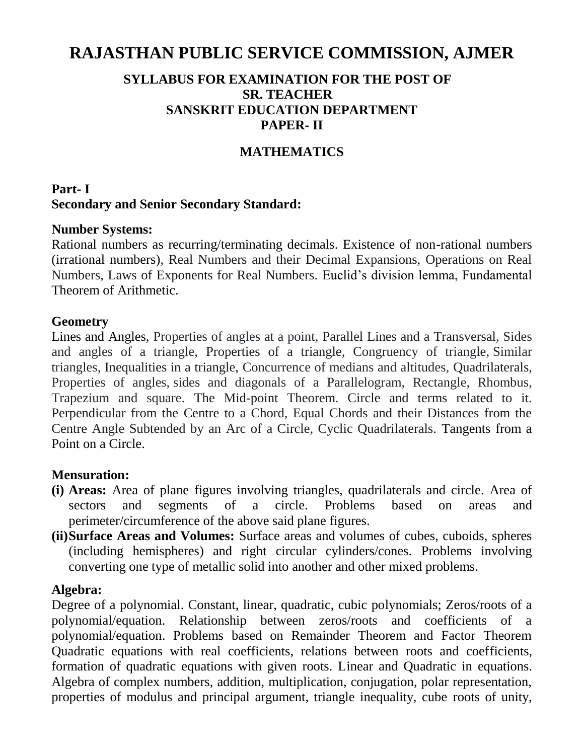# RAJASTHAN PUBLIC SERVICE COMMISSION, AJMER

## SYLLABUS FOR EXAMINATION FOR THE POST OF SR. TEACHER SANSKRIT EDUCATION DEPARTMENT PAPER- II

## MATHEMATICS

### Part- I
### Secondary and Senior Secondary Standard:

**Number Systems:**
Rational numbers as recurring/terminating decimals. Existence of non-rational numbers (irrational numbers), Real Numbers and their Decimal Expansions, Operations on Real Numbers, Laws of Exponents for Real Numbers. Euclid's division lemma, Fundamental Theorem of Arithmetic.

**Geometry**
Lines and Angles, Properties of angles at a point, Parallel Lines and a Transversal, Sides and angles of a triangle, Properties of a triangle, Congruency of triangle, Similar triangles, Inequalities in a triangle, Concurrence of medians and altitudes, Quadrilaterals, Properties of angles, sides and diagonals of a Parallelogram, Rectangle, Rhombus, Trapezium and square. The Mid-point Theorem. Circle and terms related to it. Perpendicular from the Centre to a Chord, Equal Chords and their Distances from the Centre Angle Subtended by an Arc of a Circle, Cyclic Quadrilaterals. Tangents from a Point on a Circle.

**Mensuration:**

**(i) Areas:** Area of plane figures involving triangles, quadrilaterals and circle. Area of sectors and segments of a circle. Problems based on areas and perimeter/circumference of the above said plane figures.

**(ii) Surface Areas and Volumes:** Surface areas and volumes of cubes, cuboids, spheres (including hemispheres) and right circular cylinders/cones. Problems involving converting one type of metallic solid into another and other mixed problems.

**Algebra:**
Degree of a polynomial. Constant, linear, quadratic, cubic polynomials; Zeros/roots of a polynomial/equation. Relationship between zeros/roots and coefficients of a polynomial/equation. Problems based on Remainder Theorem and Factor Theorem Quadratic equations with real coefficients, relations between roots and coefficients, formation of quadratic equations with given roots. Linear and Quadratic in equations. Algebra of complex numbers, addition, multiplication, conjugation, polar representation, properties of modulus and principal argument, triangle inequality, cube roots of unity,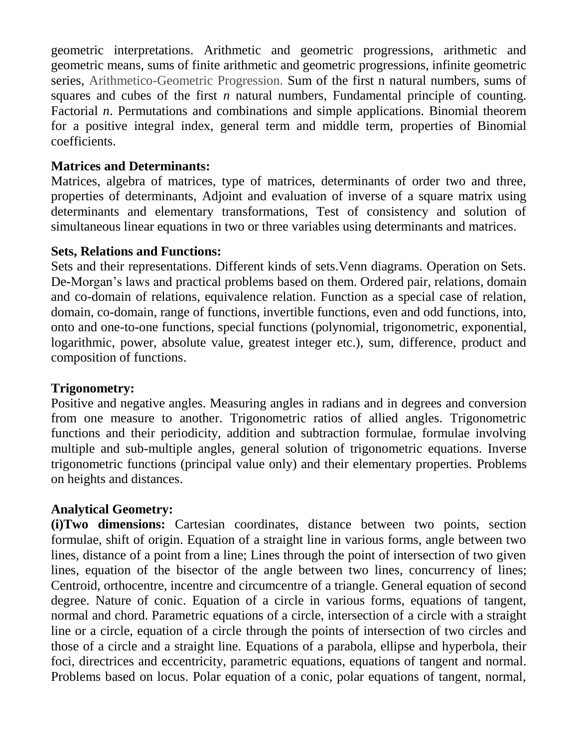geometric interpretations. Arithmetic and geometric progressions, arithmetic and geometric means, sums of finite arithmetic and geometric progressions, infinite geometric series, Arithmetico-Geometric Progression. Sum of the first n natural numbers, sums of squares and cubes of the first *n* natural numbers, Fundamental principle of counting. Factorial *n*. Permutations and combinations and simple applications. Binomial theorem for a positive integral index, general term and middle term, properties of Binomial coefficients.

**Matrices and Determinants:**
Matrices, algebra of matrices, type of matrices, determinants of order two and three, properties of determinants, Adjoint and evaluation of inverse of a square matrix using determinants and elementary transformations, Test of consistency and solution of simultaneous linear equations in two or three variables using determinants and matrices.

**Sets, Relations and Functions:**
Sets and their representations. Different kinds of sets.Venn diagrams. Operation on Sets. De-Morgan's laws and practical problems based on them. Ordered pair, relations, domain and co-domain of relations, equivalence relation. Function as a special case of relation, domain, co-domain, range of functions, invertible functions, even and odd functions, into, onto and one-to-one functions, special functions (polynomial, trigonometric, exponential, logarithmic, power, absolute value, greatest integer etc.), sum, difference, product and composition of functions.

**Trigonometry:**
Positive and negative angles. Measuring angles in radians and in degrees and conversion from one measure to another. Trigonometric ratios of allied angles. Trigonometric functions and their periodicity, addition and subtraction formulae, formulae involving multiple and sub-multiple angles, general solution of trigonometric equations. Inverse trigonometric functions (principal value only) and their elementary properties. Problems on heights and distances.

**Analytical Geometry:**
**(i)Two dimensions:** Cartesian coordinates, distance between two points, section formulae, shift of origin. Equation of a straight line in various forms, angle between two lines, distance of a point from a line; Lines through the point of intersection of two given lines, equation of the bisector of the angle between two lines, concurrency of lines; Centroid, orthocentre, incentre and circumcentre of a triangle. General equation of second degree. Nature of conic. Equation of a circle in various forms, equations of tangent, normal and chord. Parametric equations of a circle, intersection of a circle with a straight line or a circle, equation of a circle through the points of intersection of two circles and those of a circle and a straight line. Equations of a parabola, ellipse and hyperbola, their foci, directrices and eccentricity, parametric equations, equations of tangent and normal. Problems based on locus. Polar equation of a conic, polar equations of tangent, normal,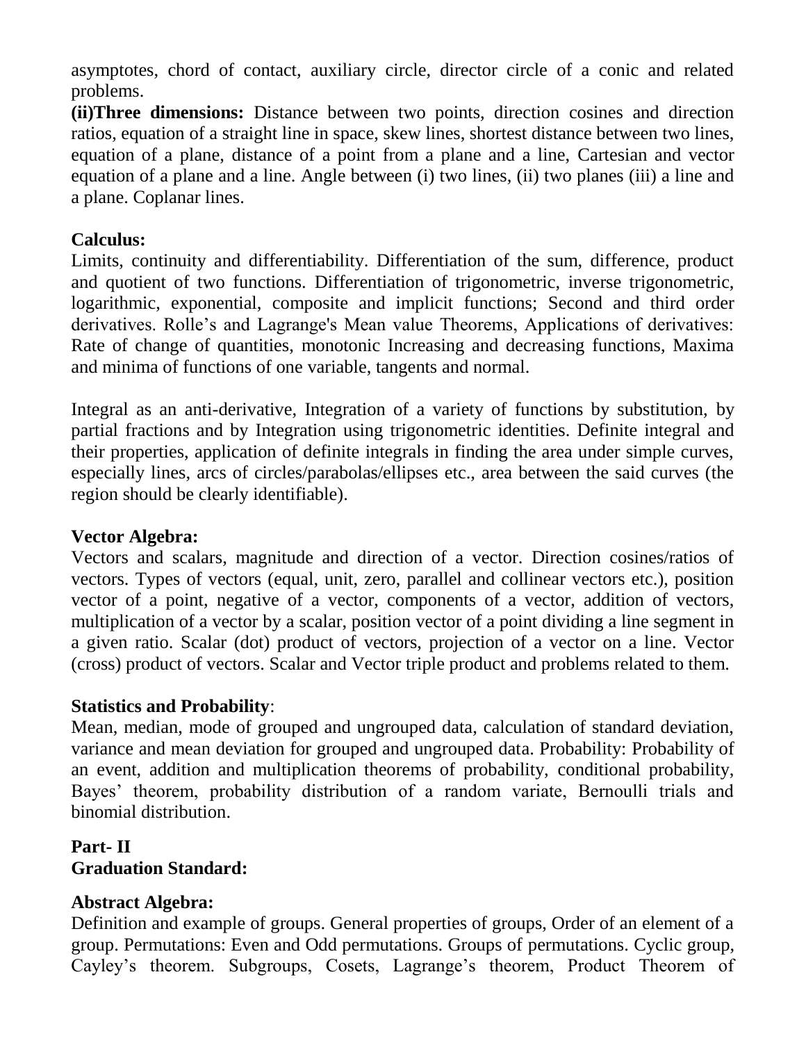asymptotes, chord of contact, auxiliary circle, director circle of a conic and related problems.

**(ii)Three dimensions:** Distance between two points, direction cosines and direction ratios, equation of a straight line in space, skew lines, shortest distance between two lines, equation of a plane, distance of a point from a plane and a line, Cartesian and vector equation of a plane and a line. Angle between (i) two lines, (ii) two planes (iii) a line and a plane. Coplanar lines.

**Calculus:**

Limits, continuity and differentiability. Differentiation of the sum, difference, product and quotient of two functions. Differentiation of trigonometric, inverse trigonometric, logarithmic, exponential, composite and implicit functions; Second and third order derivatives. Rolle's and Lagrange's Mean value Theorems, Applications of derivatives: Rate of change of quantities, monotonic Increasing and decreasing functions, Maxima and minima of functions of one variable, tangents and normal.

Integral as an anti-derivative, Integration of a variety of functions by substitution, by partial fractions and by Integration using trigonometric identities. Definite integral and their properties, application of definite integrals in finding the area under simple curves, especially lines, arcs of circles/parabolas/ellipses etc., area between the said curves (the region should be clearly identifiable).

**Vector Algebra:**

Vectors and scalars, magnitude and direction of a vector. Direction cosines/ratios of vectors. Types of vectors (equal, unit, zero, parallel and collinear vectors etc.), position vector of a point, negative of a vector, components of a vector, addition of vectors, multiplication of a vector by a scalar, position vector of a point dividing a line segment in a given ratio. Scalar (dot) product of vectors, projection of a vector on a line. Vector (cross) product of vectors. Scalar and Vector triple product and problems related to them.

**Statistics and Probability**:

Mean, median, mode of grouped and ungrouped data, calculation of standard deviation, variance and mean deviation for grouped and ungrouped data. Probability: Probability of an event, addition and multiplication theorems of probability, conditional probability, Bayes' theorem, probability distribution of a random variate, Bernoulli trials and binomial distribution.

## Part- II
## Graduation Standard:

**Abstract Algebra:**

Definition and example of groups. General properties of groups, Order of an element of a group. Permutations: Even and Odd permutations. Groups of permutations. Cyclic group, Cayley's theorem. Subgroups, Cosets, Lagrange's theorem, Product Theorem of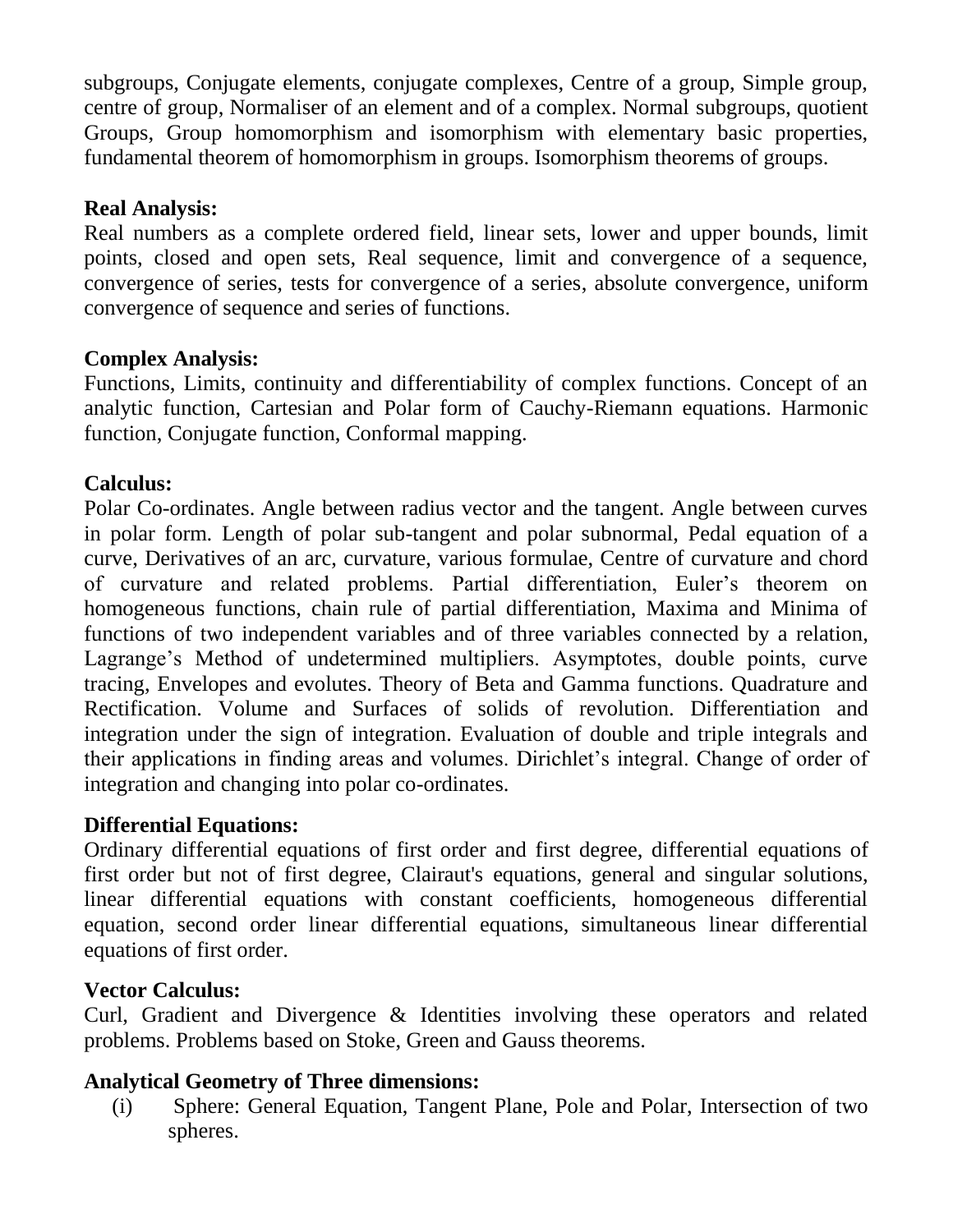subgroups, Conjugate elements, conjugate complexes, Centre of a group, Simple group, centre of group, Normaliser of an element and of a complex. Normal subgroups, quotient Groups, Group homomorphism and isomorphism with elementary basic properties, fundamental theorem of homomorphism in groups. Isomorphism theorems of groups.

**Real Analysis:**
Real numbers as a complete ordered field, linear sets, lower and upper bounds, limit points, closed and open sets, Real sequence, limit and convergence of a sequence, convergence of series, tests for convergence of a series, absolute convergence, uniform convergence of sequence and series of functions.

**Complex Analysis:**
Functions, Limits, continuity and differentiability of complex functions. Concept of an analytic function, Cartesian and Polar form of Cauchy-Riemann equations. Harmonic function, Conjugate function, Conformal mapping.

**Calculus:**
Polar Co-ordinates. Angle between radius vector and the tangent. Angle between curves in polar form. Length of polar sub-tangent and polar subnormal, Pedal equation of a curve, Derivatives of an arc, curvature, various formulae, Centre of curvature and chord of curvature and related problems. Partial differentiation, Euler's theorem on homogeneous functions, chain rule of partial differentiation, Maxima and Minima of functions of two independent variables and of three variables connected by a relation, Lagrange's Method of undetermined multipliers. Asymptotes, double points, curve tracing, Envelopes and evolutes. Theory of Beta and Gamma functions. Quadrature and Rectification. Volume and Surfaces of solids of revolution. Differentiation and integration under the sign of integration. Evaluation of double and triple integrals and their applications in finding areas and volumes. Dirichlet's integral. Change of order of integration and changing into polar co-ordinates.

**Differential Equations:**
Ordinary differential equations of first order and first degree, differential equations of first order but not of first degree, Clairaut's equations, general and singular solutions, linear differential equations with constant coefficients, homogeneous differential equation, second order linear differential equations, simultaneous linear differential equations of first order.

**Vector Calculus:**
Curl, Gradient and Divergence & Identities involving these operators and related problems. Problems based on Stoke, Green and Gauss theorems.

**Analytical Geometry of Three dimensions:**

(i) Sphere: General Equation, Tangent Plane, Pole and Polar, Intersection of two spheres.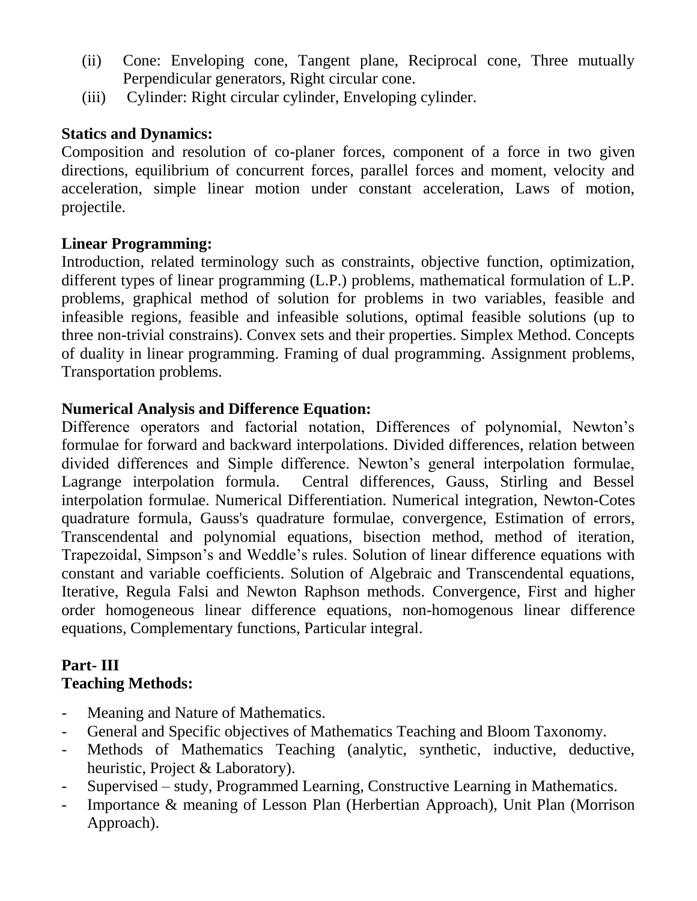(ii) Cone: Enveloping cone, Tangent plane, Reciprocal cone, Three mutually Perpendicular generators, Right circular cone.

(iii) Cylinder: Right circular cylinder, Enveloping cylinder.

**Statics and Dynamics:**

Composition and resolution of co-planer forces, component of a force in two given directions, equilibrium of concurrent forces, parallel forces and moment, velocity and acceleration, simple linear motion under constant acceleration, Laws of motion, projectile.

**Linear Programming:**

Introduction, related terminology such as constraints, objective function, optimization, different types of linear programming (L.P.) problems, mathematical formulation of L.P. problems, graphical method of solution for problems in two variables, feasible and infeasible regions, feasible and infeasible solutions, optimal feasible solutions (up to three non-trivial constrains). Convex sets and their properties. Simplex Method. Concepts of duality in linear programming. Framing of dual programming. Assignment problems, Transportation problems.

**Numerical Analysis and Difference Equation:**

Difference operators and factorial notation, Differences of polynomial, Newton's formulae for forward and backward interpolations. Divided differences, relation between divided differences and Simple difference. Newton's general interpolation formulae, Lagrange interpolation formula. Central differences, Gauss, Stirling and Bessel interpolation formulae. Numerical Differentiation. Numerical integration, Newton-Cotes quadrature formula, Gauss's quadrature formulae, convergence, Estimation of errors, Transcendental and polynomial equations, bisection method, method of iteration, Trapezoidal, Simpson's and Weddle's rules. Solution of linear difference equations with constant and variable coefficients. Solution of Algebraic and Transcendental equations, Iterative, Regula Falsi and Newton Raphson methods. Convergence, First and higher order homogeneous linear difference equations, non-homogenous linear difference equations, Complementary functions, Particular integral.

**Part- III**
**Teaching Methods:**

- Meaning and Nature of Mathematics.
- General and Specific objectives of Mathematics Teaching and Bloom Taxonomy.
- Methods of Mathematics Teaching (analytic, synthetic, inductive, deductive, heuristic, Project & Laboratory).
- Supervised – study, Programmed Learning, Constructive Learning in Mathematics.
- Importance & meaning of Lesson Plan (Herbertian Approach), Unit Plan (Morrison Approach).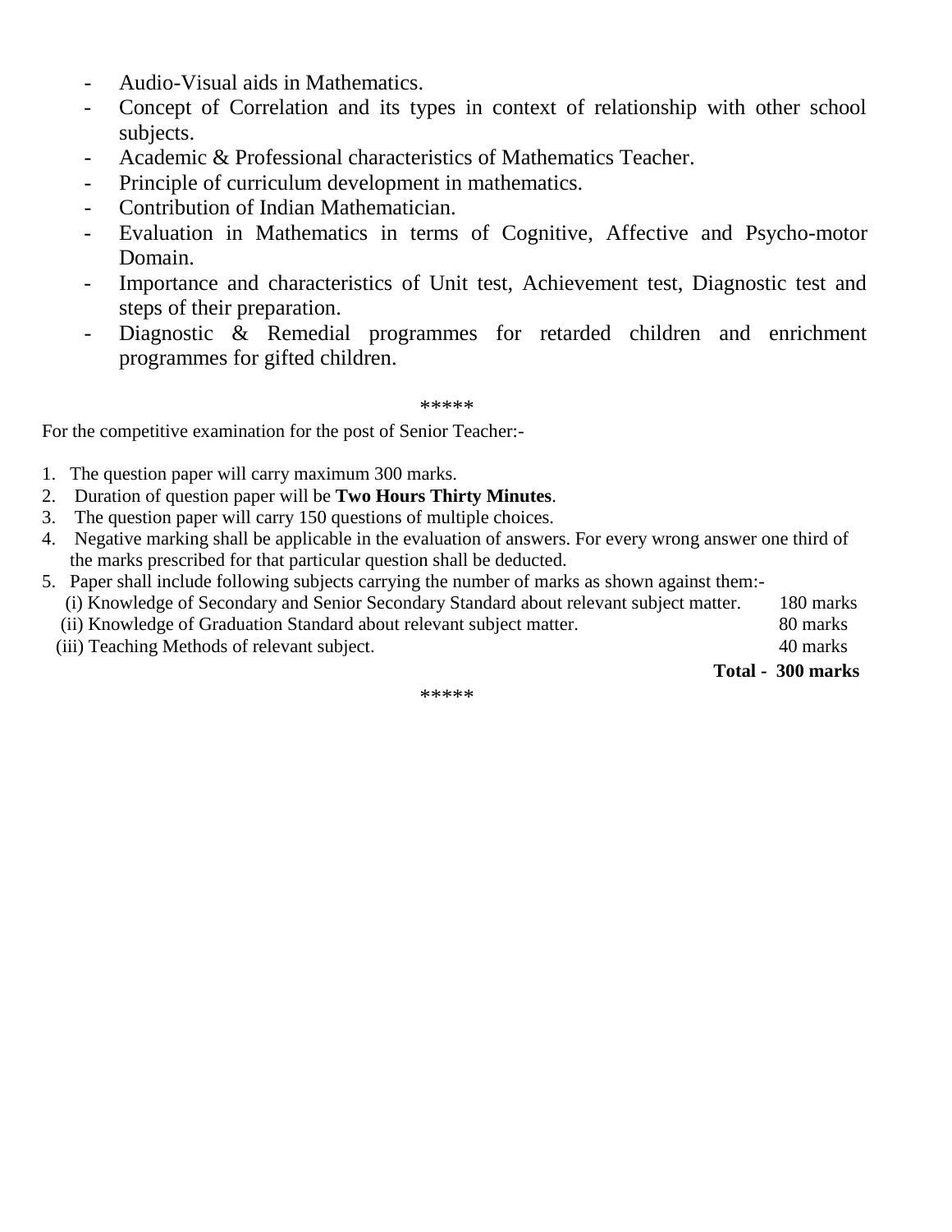- Audio-Visual aids in Mathematics.
- Concept of Correlation and its types in context of relationship with other school subjects.
- Academic & Professional characteristics of Mathematics Teacher.
- Principle of curriculum development in mathematics.
- Contribution of Indian Mathematician.
- Evaluation in Mathematics in terms of Cognitive, Affective and Psycho-motor Domain.
- Importance and characteristics of Unit test, Achievement test, Diagnostic test and steps of their preparation.
- Diagnostic & Remedial programmes for retarded children and enrichment programmes for gifted children.

*****

For the competitive examination for the post of Senior Teacher:-

1. The question paper will carry maximum 300 marks.
2. Duration of question paper will be **Two Hours Thirty Minutes**.
3. The question paper will carry 150 questions of multiple choices.
4. Negative marking shall be applicable in the evaluation of answers. For every wrong answer one third of the marks prescribed for that particular question shall be deducted.
5. Paper shall include following subjects carrying the number of marks as shown against them:-

| | |
|---|---|
| (i) Knowledge of Secondary and Senior Secondary Standard about relevant subject matter. | 180 marks |
| (ii) Knowledge of Graduation Standard about relevant subject matter. | 80 marks |
| (iii) Teaching Methods of relevant subject. | 40 marks |
| | **Total - 300 marks** |

*****